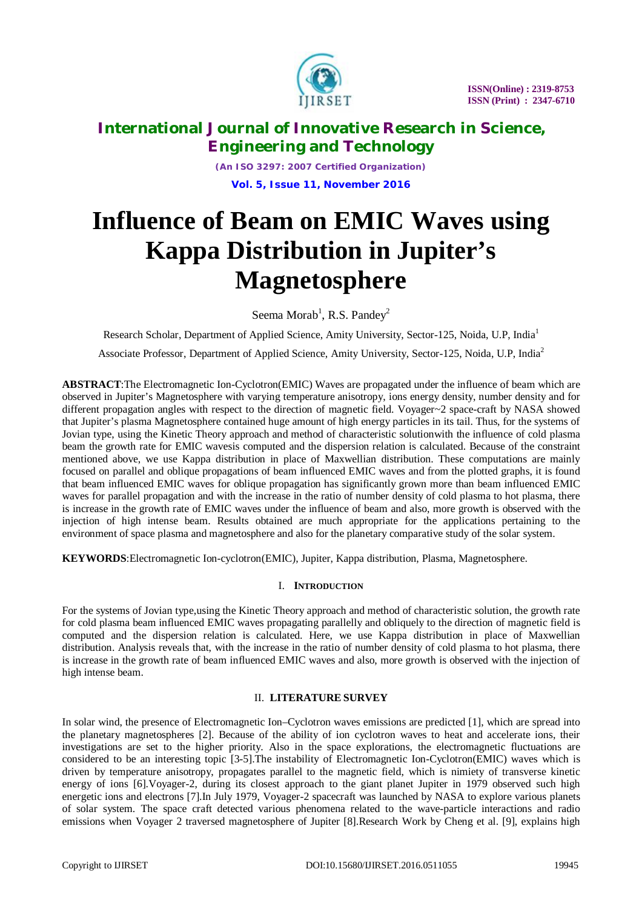# Influence of Beam on EMIC Waves using Kappa Distribution in Jupiter's Magnetosphere

Seema Morab[1], R.S. Pandey[2]

Research Scholar, Department of Applied Science, Amity University, Sector-125, Noida, U.P, India[1]

Associate Professor, Department of Applied Science, Amity University, Sector-125, Noida, U.P, India[2]

**ABSTRACT**:The Electromagnetic Ion-Cyclotron(EMIC) Waves are propagated under the influence of beam which are observed in Jupiter's Magnetosphere with varying temperature anisotropy, ions energy density, number density and for different propagation angles with respect to the direction of magnetic field. Voyager~2 space-craft by NASA showed that Jupiter's plasma Magnetosphere contained huge amount of high energy particles in its tail. Thus, for the systems of Jovian type, using the Kinetic Theory approach and method of characteristic solutionwith the influence of cold plasma beam the growth rate for EMIC wavesis computed and the dispersion relation is calculated. Because of the constraint mentioned above, we use Kappa distribution in place of Maxwellian distribution. These computations are mainly focused on parallel and oblique propagations of beam influenced EMIC waves and from the plotted graphs, it is found that beam influenced EMIC waves for oblique propagation has significantly grown more than beam influenced EMIC waves for parallel propagation and with the increase in the ratio of number density of cold plasma to hot plasma, there is increase in the growth rate of EMIC waves under the influence of beam and also, more growth is observed with the injection of high intense beam. Results obtained are much appropriate for the applications pertaining to the environment of space plasma and magnetosphere and also for the planetary comparative study of the solar system.

**KEYWORDS**:Electromagnetic Ion-cyclotron(EMIC), Jupiter, Kappa distribution, Plasma, Magnetosphere.

## I. INTRODUCTION

For the systems of Jovian type,using the Kinetic Theory approach and method of characteristic solution, the growth rate for cold plasma beam influenced EMIC waves propagating parallelly and obliquely to the direction of magnetic field is computed and the dispersion relation is calculated. Here, we use Kappa distribution in place of Maxwellian distribution. Analysis reveals that, with the increase in the ratio of number density of cold plasma to hot plasma, there is increase in the growth rate of beam influenced EMIC waves and also, more growth is observed with the injection of high intense beam.

## II. LITERATURE SURVEY

In solar wind, the presence of Electromagnetic Ion–Cyclotron waves emissions are predicted [1], which are spread into the planetary magnetospheres [2]. Because of the ability of ion cyclotron waves to heat and accelerate ions, their investigations are set to the higher priority. Also in the space explorations, the electromagnetic fluctuations are considered to be an interesting topic [3-5].The instability of Electromagnetic Ion-Cyclotron(EMIC) waves which is driven by temperature anisotropy, propagates parallel to the magnetic field, which is nimiety of transverse kinetic energy of ions [6].Voyager-2, during its closest approach to the giant planet Jupiter in 1979 observed such high energetic ions and electrons [7].In July 1979, Voyager-2 spacecraft was launched by NASA to explore various planets of solar system. The space craft detected various phenomena related to the wave-particle interactions and radio emissions when Voyager 2 traversed magnetosphere of Jupiter [8].Research Work by Cheng et al. [9], explains high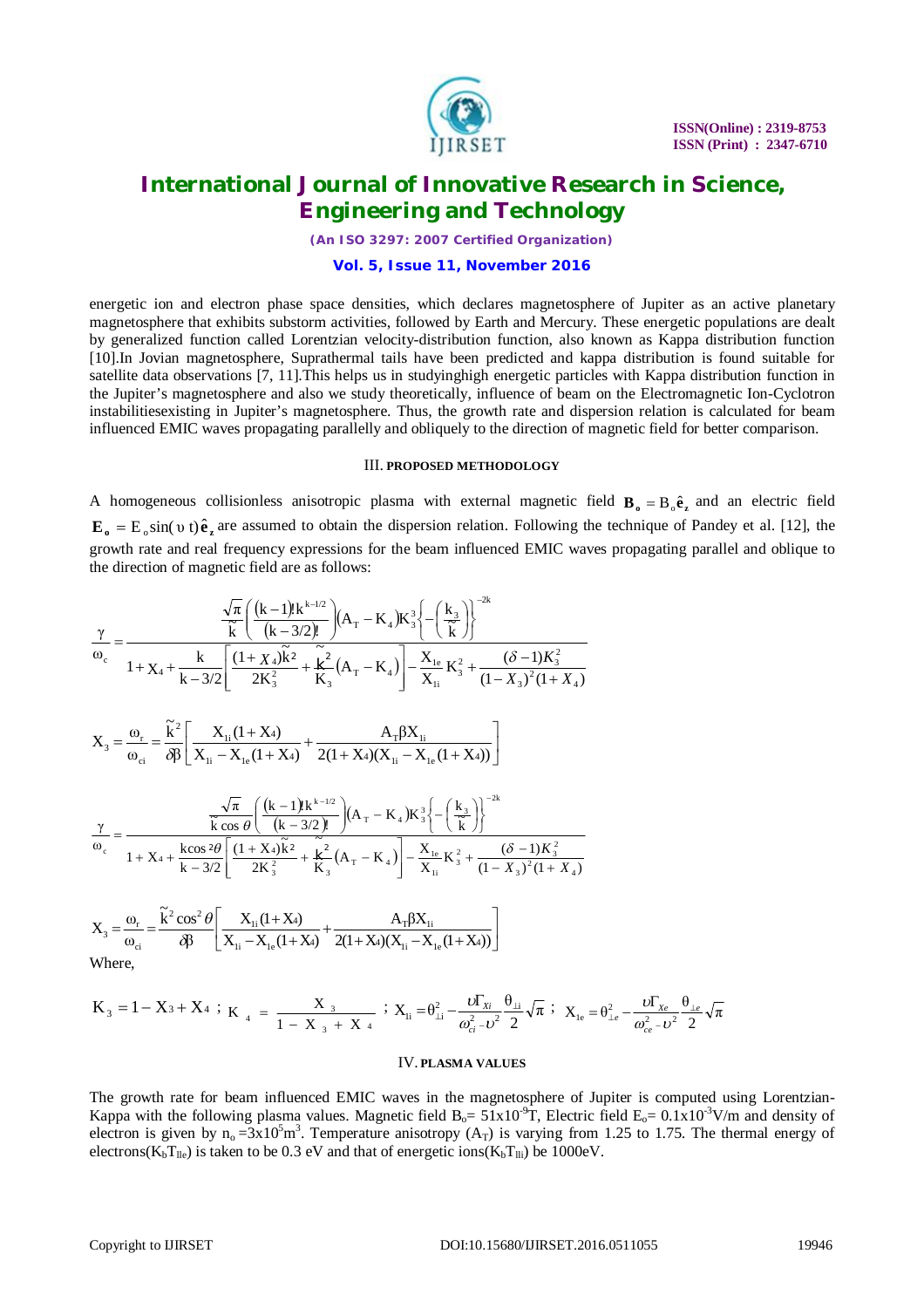energetic ion and electron phase space densities, which declares magnetosphere of Jupiter as an active planetary magnetosphere that exhibits substorm activities, followed by Earth and Mercury. These energetic populations are dealt by generalized function called Lorentzian velocity-distribution function, also known as Kappa distribution function [10].In Jovian magnetosphere, Suprathermal tails have been predicted and kappa distribution is found suitable for satellite data observations [7, 11].This helps us in studyinghigh energetic particles with Kappa distribution function in the Jupiter's magnetosphere and also we study theoretically, influence of beam on the Electromagnetic Ion-Cyclotron instabilitiesexisting in Jupiter's magnetosphere. Thus, the growth rate and dispersion relation is calculated for beam influenced EMIC waves propagating parallelly and obliquely to the direction of magnetic field for better comparison.

## III. PROPOSED METHODOLOGY

A homogeneous collisionless anisotropic plasma with external magnetic field $\mathbf{B_o} = B_o \hat{\mathbf{e}}_\mathbf{z}$ and an electric field $\mathbf{E_o} = E_o \sin(\upsilon t)\hat{\mathbf{e}}_\mathbf{z}$ are assumed to obtain the dispersion relation. Following the technique of Pandey et al. [12], the growth rate and real frequency expressions for the beam influenced EMIC waves propagating parallel and oblique to the direction of magnetic field are as follows:

$$\frac{\gamma}{\omega_c} = \frac{\dfrac{\sqrt{\pi}}{\tilde{k}}\left(\dfrac{(k-1)!k^{k-1/2}}{(k-3/2)!}\right)(A_T - K_4)K_3^3\left\{-\left(\dfrac{k_3}{\tilde{k}}\right)\right\}^{-2k}}{1 + X_4 + \dfrac{k}{k-3/2}\left[\dfrac{(1+X_4)\tilde{k}^2}{2K_3^2} + \dfrac{\tilde{k}^2}{K_3}(A_T - K_4)\right] - \dfrac{X_{1e}}{X_{1i}}K_3^2 + \dfrac{(\delta-1)K_3^2}{(1-X_3)^2(1+X_4)}}$$

$$X_3 = \frac{\omega_r}{\omega_{ci}} = \frac{\tilde{k}^2}{\delta\beta}\left[\frac{X_{1i}(1+X_4)}{X_{1i} - X_{1e}(1+X_4)} + \frac{A_T\beta X_{1i}}{2(1+X_4)(X_{1i} - X_{1e}(1+X_4))}\right]$$

$$\frac{\gamma}{\omega_c} = \frac{\dfrac{\sqrt{\pi}}{\tilde{k}\cos\theta}\left(\dfrac{(k-1)!k^{k-1/2}}{(k-3/2)!}\right)(A_T - K_4)K_3^3\left\{-\left(\dfrac{k_3}{\tilde{k}}\right)\right\}^{-2k}}{1 + X_4 + \dfrac{k\cos^2\theta}{k-3/2}\left[\dfrac{(1+X_4)\tilde{k}^2}{2K_3^2} + \dfrac{\tilde{k}^2}{K_3}(A_T - K_4)\right] - \dfrac{X_{1e}}{X_{1i}}K_3^2 + \dfrac{(\delta-1)K_3^2}{(1-X_3)^2(1+X_4)}}$$

$$X_3 = \frac{\omega_r}{\omega_{ci}} = \frac{\tilde{k}^2\cos^2\theta}{\delta\beta}\left[\frac{X_{1i}(1+X_4)}{X_{1i} - X_{1e}(1+X_4)} + \frac{A_T\beta X_{1i}}{2(1+X_4)(X_{1i} - X_{1e}(1+X_4))}\right]$$

Where,

$$K_3 = 1 - X_3 + X_4\ ;\ K_4 = \frac{X_3}{1 - X_3 + X_4}\ ;\ X_{1i} = \theta_{\perp i}^2 - \frac{\upsilon\Gamma_{Xi}}{\omega_{ci}^2 - \upsilon^2}\frac{\theta_{\perp i}}{2}\sqrt{\pi}\ ;\ X_{1e} = \theta_{\perp e}^2 - \frac{\upsilon\Gamma_{Xe}}{\omega_{ce}^2 - \upsilon^2}\frac{\theta_{\perp e}}{2}\sqrt{\pi}$$

## IV. PLASMA VALUES

The growth rate for beam influenced EMIC waves in the magnetosphere of Jupiter is computed using Lorentzian-Kappa with the following plasma values. Magnetic field $B_o = 51\times10^{-9}$T, Electric field $E_o = 0.1\times10^{-3}$V/m and density of electron is given by $n_o = 3\times10^5 m^3$. Temperature anisotropy ($A_T$) is varying from 1.25 to 1.75. The thermal energy of electrons($K_bT_{IIe}$) is taken to be 0.3 eV and that of energetic ions($K_bT_{IIi}$) be 1000eV.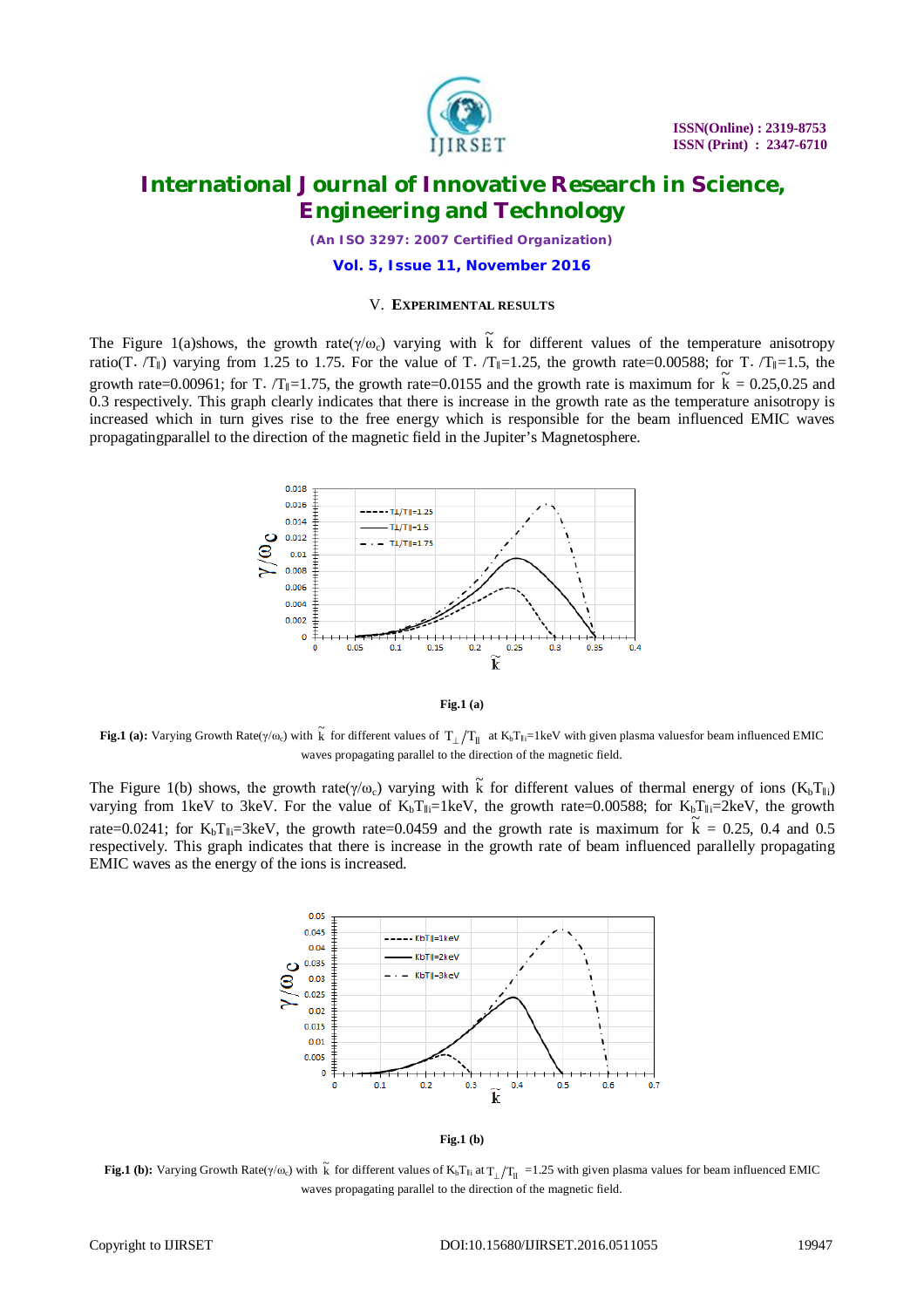## V. EXPERIMENTAL RESULTS

The Figure 1(a)shows, the growth rate($\gamma/\omega_c$) varying with $\tilde{k}$ for different values of the temperature anisotropy ratio($T_\perp/T_\parallel$) varying from 1.25 to 1.75. For the value of $T_\perp/T_\parallel$=1.25, the growth rate=0.00588; for $T_\perp/T_\parallel$=1.5, the growth rate=0.00961; for $T_\perp/T_\parallel$=1.75, the growth rate=0.0155 and the growth rate is maximum for $\tilde{k}$ = 0.25,0.25 and 0.3 respectively. This graph clearly indicates that there is increase in the growth rate as the temperature anisotropy is increased which in turn gives rise to the free energy which is responsible for the beam influenced EMIC waves propagatingparallel to the direction of the magnetic field in the Jupiter's Magnetosphere.

**Fig.1 (a)**

**Fig.1 (a):** Varying Growth Rate($\gamma/\omega_c$) with $\tilde{k}$ for different values of $T_\perp/T_\parallel$ at $K_bT_{\parallel i}$=1keV with given plasma valuesfor beam influenced EMIC waves propagating parallel to the direction of the magnetic field.

The Figure 1(b) shows, the growth rate($\gamma/\omega_c$) varying with $\tilde{k}$ for different values of thermal energy of ions ($K_bT_{\parallel i}$) varying from 1keV to 3keV. For the value of $K_bT_{\parallel i}$=1keV, the growth rate=0.00588; for $K_bT_{\parallel i}$=2keV, the growth rate=0.0241; for $K_bT_{\parallel i}$=3keV, the growth rate=0.0459 and the growth rate is maximum for $\tilde{k}$ = 0.25, 0.4 and 0.5 respectively. This graph indicates that there is increase in the growth rate of beam influenced parallelly propagating EMIC waves as the energy of the ions is increased.

**Fig.1 (b)**

**Fig.1 (b):** Varying Growth Rate($\gamma/\omega_c$) with $\tilde{k}$ for different values of $K_bT_{\parallel i}$ at $T_\perp/T_\parallel$ =1.25 with given plasma values for beam influenced EMIC waves propagating parallel to the direction of the magnetic field.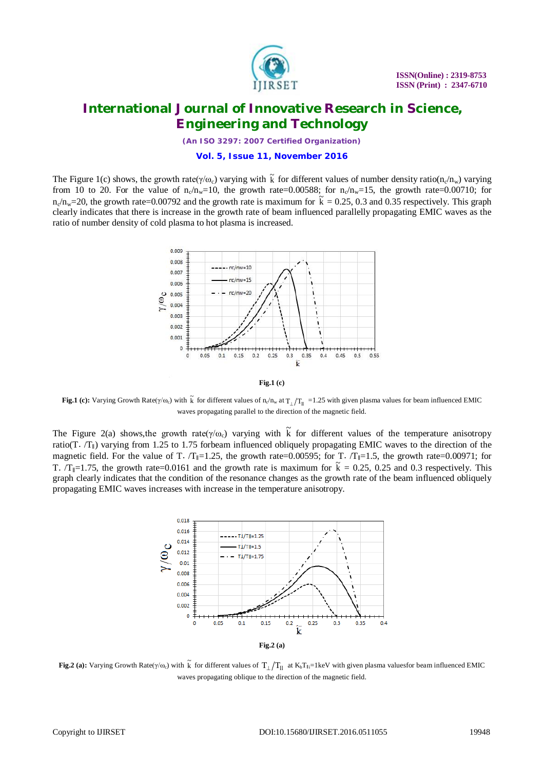The Figure 1(c) shows, the growth rate($\gamma/\omega_c$) varying with $\tilde{k}$ for different values of number density ratio($n_c/n_w$) varying from 10 to 20. For the value of $n_c/n_w$=10, the growth rate=0.00588; for $n_c/n_w$=15, the growth rate=0.00710; for $n_c/n_w$=20, the growth rate=0.00792 and the growth rate is maximum for $\tilde{k}$ = 0.25, 0.3 and 0.35 respectively. This graph clearly indicates that there is increase in the growth rate of beam influenced parallelly propagating EMIC waves as the ratio of number density of cold plasma to hot plasma is increased.

**Fig.1 (c)**

**Fig.1 (c):** Varying Growth Rate($\gamma/\omega_c$) with $\tilde{k}$ for different values of $n_c/n_w$ at $T_\perp/T_\parallel$ =1.25 with given plasma values for beam influenced EMIC waves propagating parallel to the direction of the magnetic field.

The Figure 2(a) shows,the growth rate($\gamma/\omega_c$) varying with $\tilde{k}$ for different values of the temperature anisotropy ratio($T_\perp/T_\parallel$) varying from 1.25 to 1.75 forbeam influenced obliquely propagating EMIC waves to the direction of the magnetic field. For the value of $T_\perp/T_\parallel$=1.25, the growth rate=0.00595; for $T_\perp/T_\parallel$=1.5, the growth rate=0.00971; for $T_\perp/T_\parallel$=1.75, the growth rate=0.0161 and the growth rate is maximum for $\tilde{k}$ = 0.25, 0.25 and 0.3 respectively. This graph clearly indicates that the condition of the resonance changes as the growth rate of the beam influenced obliquely propagating EMIC waves increases with increase in the temperature anisotropy.

**Fig.2 (a)**

**Fig.2 (a):** Varying Growth Rate($\gamma/\omega_c$) with $\tilde{k}$ for different values of $T_\perp/T_\parallel$ at $K_bT_{\parallel i}$=1keV with given plasma valuesfor beam influenced EMIC waves propagating oblique to the direction of the magnetic field.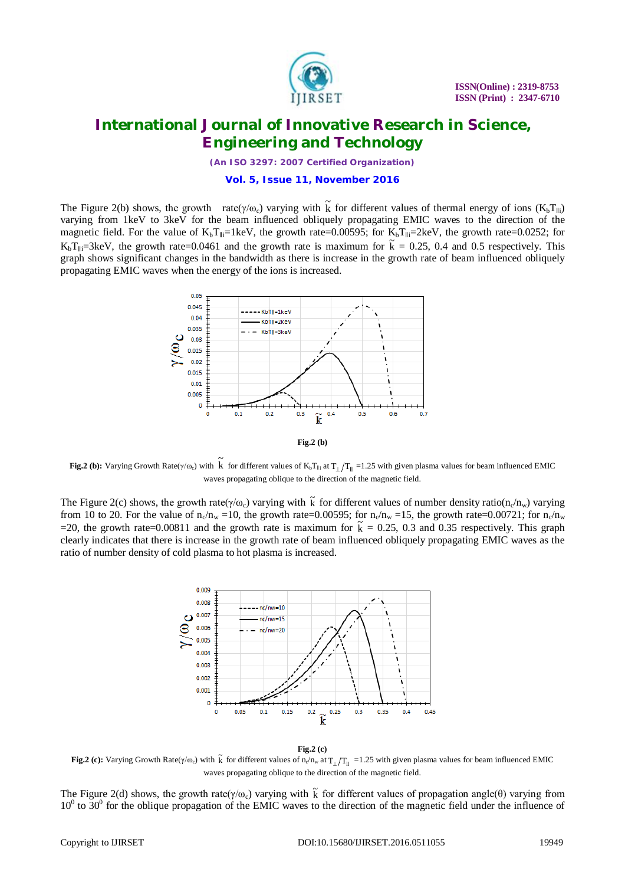The Figure 2(b) shows, the growth rate($\gamma/\omega_c$) varying with $\tilde{k}$ for different values of thermal energy of ions ($K_bT_{\|i}$) varying from 1keV to 3keV for the beam influenced obliquely propagating EMIC waves to the direction of the magnetic field. For the value of $K_bT_{\|i}$=1keV, the growth rate=0.00595; for $K_bT_{\|i}$=2keV, the growth rate=0.0252; for $K_bT_{\|i}$=3keV, the growth rate=0.0461 and the growth rate is maximum for $\tilde{k}$ = 0.25, 0.4 and 0.5 respectively. This graph shows significant changes in the bandwidth as there is increase in the growth rate of beam influenced obliquely propagating EMIC waves when the energy of the ions is increased.

**Fig.2 (b)**

**Fig.2 (b):** Varying Growth Rate($\gamma/\omega_c$) with $\tilde{k}$ for different values of $K_bT_{\|i}$ at $T_\perp/T_\|$ =1.25 with given plasma values for beam influenced EMIC waves propagating oblique to the direction of the magnetic field.

The Figure 2(c) shows, the growth rate($\gamma/\omega_c$) varying with $\tilde{k}$ for different values of number density ratio($n_c/n_w$) varying from 10 to 20. For the value of $n_c/n_w$ =10, the growth rate=0.00595; for $n_c/n_w$ =15, the growth rate=0.00721; for $n_c/n_w$ =20, the growth rate=0.00811 and the growth rate is maximum for $\tilde{k}$ = 0.25, 0.3 and 0.35 respectively. This graph clearly indicates that there is increase in the growth rate of beam influenced obliquely propagating EMIC waves as the ratio of number density of cold plasma to hot plasma is increased.

**Fig.2 (c)**

**Fig.2 (c):** Varying Growth Rate($\gamma/\omega_c$) with $\tilde{k}$ for different values of $n_c/n_w$ at $T_\perp/T_\|$ =1.25 with given plasma values for beam influenced EMIC waves propagating oblique to the direction of the magnetic field.

The Figure 2(d) shows, the growth rate($\gamma/\omega_c$) varying with $\tilde{k}$ for different values of propagation angle($\theta$) varying from $10^0$ to $30^0$ for the oblique propagation of the EMIC waves to the direction of the magnetic field under the influence of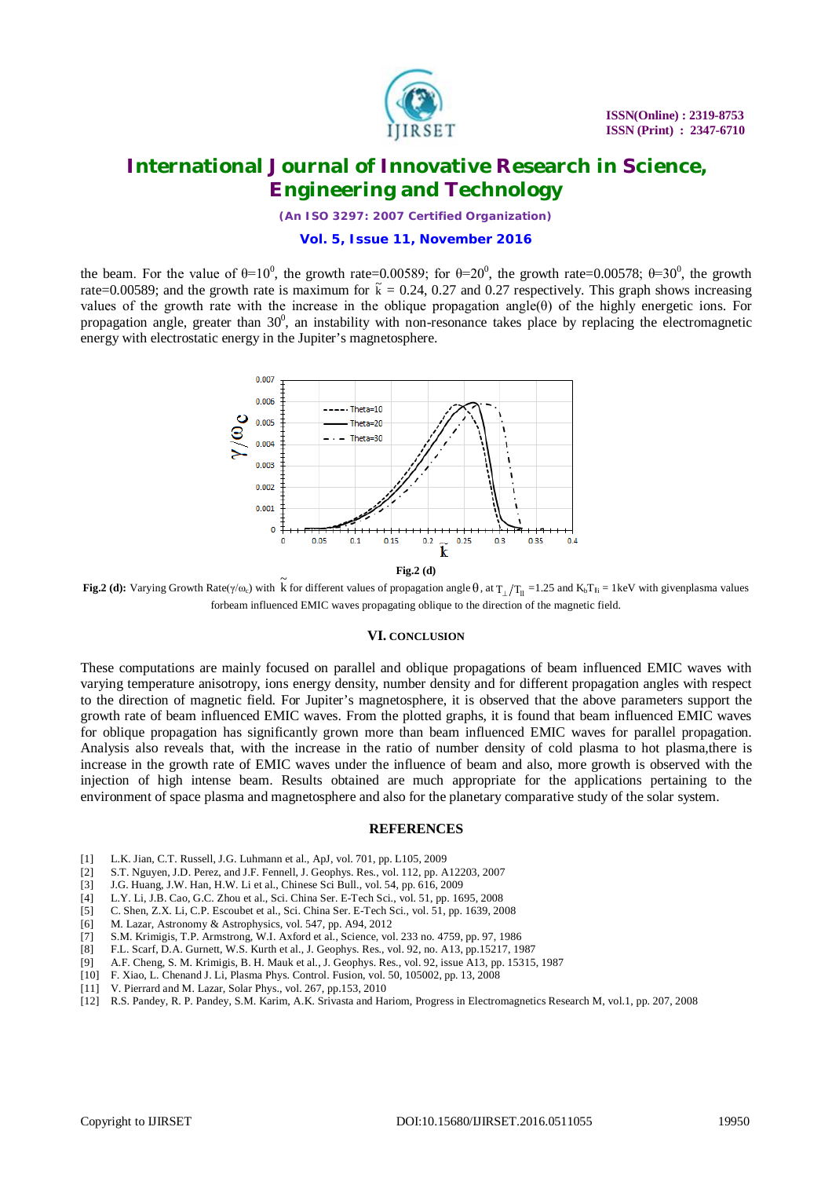the beam. For the value of $\theta=10^0$, the growth rate=0.00589; for $\theta=20^0$, the growth rate=0.00578; $\theta=30^0$, the growth rate=0.00589; and the growth rate is maximum for $\tilde{k}$ = 0.24, 0.27 and 0.27 respectively. This graph shows increasing values of the growth rate with the increase in the oblique propagation angle($\theta$) of the highly energetic ions. For propagation angle, greater than $30^0$, an instability with non-resonance takes place by replacing the electromagnetic energy with electrostatic energy in the Jupiter's magnetosphere.

0.007
0.006
0.005
0.004
0.003
0.002
0.001
0
$\gamma/\omega_c$
Theta=10
Theta=20
Theta=30
0 0.05 0.1 0.15 0.2 0.25 0.3 0.35 0.4
$\tilde{k}$

**Fig.2 (d)**

**Fig.2 (d):** Varying Growth Rate($\gamma/\omega_c$) with $\tilde{k}$ for different values of propagation angle $\theta$, at $T_\perp/T_\parallel$ =1.25 and $K_bT_{\parallel i}$ = 1keV with givenplasma values forbeam influenced EMIC waves propagating oblique to the direction of the magnetic field.

## VI. CONCLUSION

These computations are mainly focused on parallel and oblique propagations of beam influenced EMIC waves with varying temperature anisotropy, ions energy density, number density and for different propagation angles with respect to the direction of magnetic field. For Jupiter's magnetosphere, it is observed that the above parameters support the growth rate of beam influenced EMIC waves. From the plotted graphs, it is found that beam influenced EMIC waves for oblique propagation has significantly grown more than beam influenced EMIC waves for parallel propagation. Analysis also reveals that, with the increase in the ratio of number density of cold plasma to hot plasma,there is increase in the growth rate of EMIC waves under the influence of beam and also, more growth is observed with the injection of high intense beam. Results obtained are much appropriate for the applications pertaining to the environment of space plasma and magnetosphere and also for the planetary comparative study of the solar system.

## REFERENCES

[1] L.K. Jian, C.T. Russell, J.G. Luhmann et al., ApJ, vol. 701, pp. L105, 2009
[2] S.T. Nguyen, J.D. Perez, and J.F. Fennell, J. Geophys. Res., vol. 112, pp. A12203, 2007
[3] J.G. Huang, J.W. Han, H.W. Li et al., Chinese Sci Bull., vol. 54, pp. 616, 2009
[4] L.Y. Li, J.B. Cao, G.C. Zhou et al., Sci. China Ser. E-Tech Sci., vol. 51, pp. 1695, 2008
[5] C. Shen, Z.X. Li, C.P. Escoubet et al., Sci. China Ser. E-Tech Sci., vol. 51, pp. 1639, 2008
[6] M. Lazar, Astronomy & Astrophysics, vol. 547, pp. A94, 2012
[7] S.M. Krimigis, T.P. Armstrong, W.I. Axford et al., Science, vol. 233 no. 4759, pp. 97, 1986
[8] F.L. Scarf, D.A. Gurnett, W.S. Kurth et al., J. Geophys. Res., vol. 92, no. A13, pp.15217, 1987
[9] A.F. Cheng, S. M. Krimigis, B. H. Mauk et al., J. Geophys. Res., vol. 92, issue A13, pp. 15315, 1987
[10] F. Xiao, L. Chenand J. Li, Plasma Phys. Control. Fusion, vol. 50, 105002, pp. 13, 2008
[11] V. Pierrard and M. Lazar, Solar Phys., vol. 267, pp.153, 2010
[12] R.S. Pandey, R. P. Pandey, S.M. Karim, A.K. Srivasta and Hariom, Progress in Electromagnetics Research M, vol.1, pp. 207, 2008